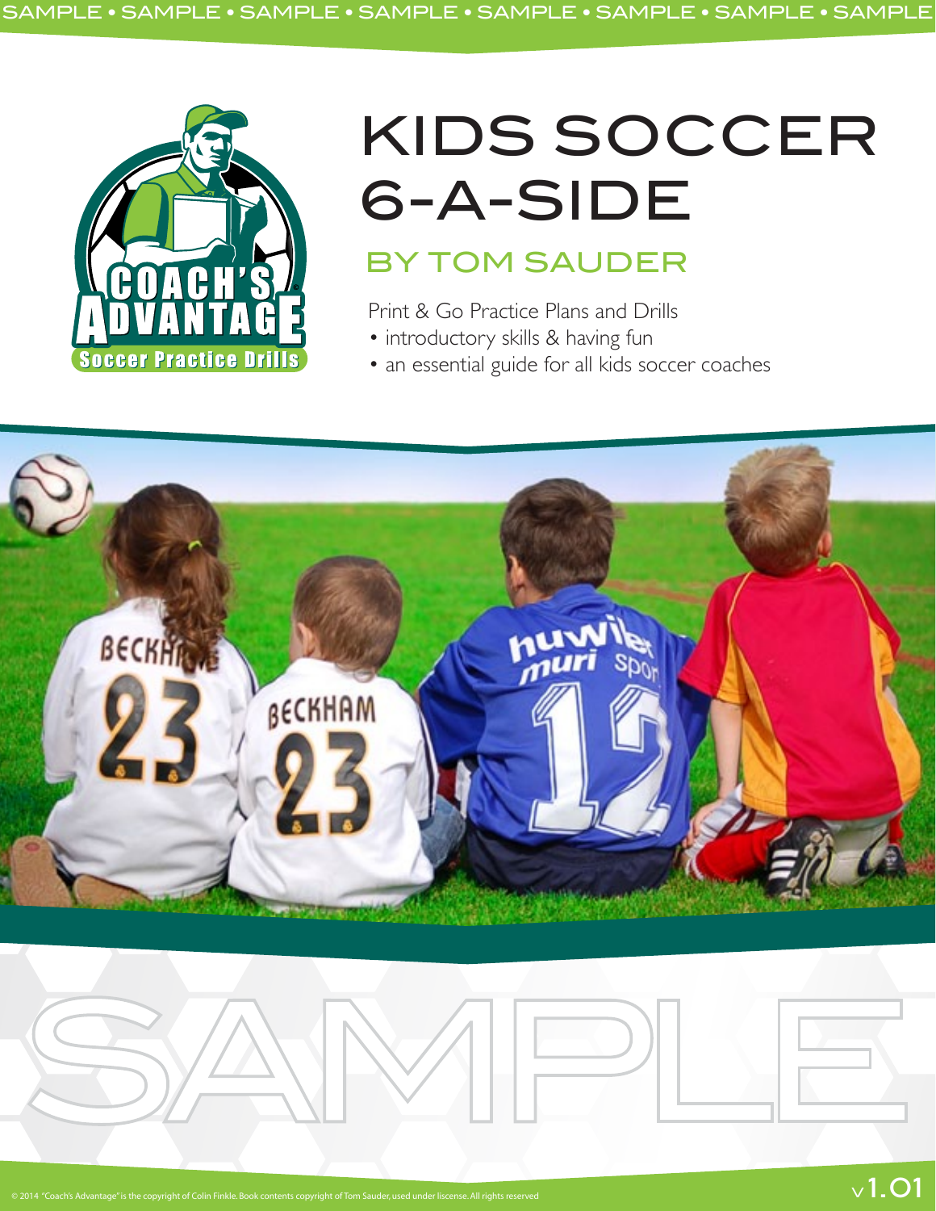# KIDS SOCCER 6-A-SIDE

## BY TOM SAUDER

Print & Go Practice Plans and Drills

- introductory skills & having fun
- an essential guide for all kids soccer coaches

SAMPLE

© 2014 "Coach's Advantage" is the copyright of Colin Finkle. Book contents copyright of Tom Sauder, used under liscense. All rights reserved

v1.01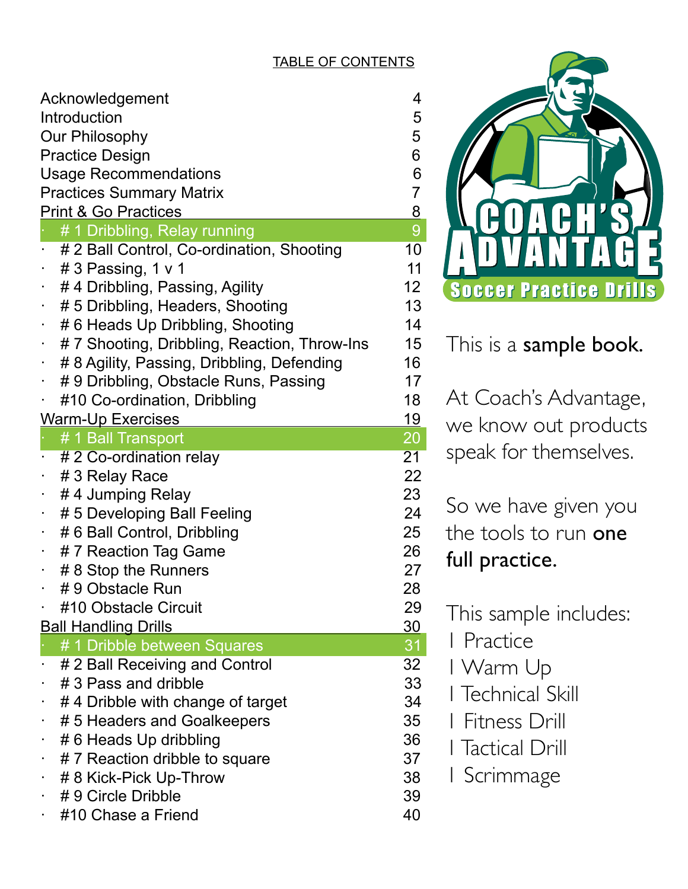## TABLE OF CONTENTS

| | |
|---|---|
| Acknowledgement | 4 |
| Introduction | 5 |
| Our Philosophy | 5 |
| Practice Design | 6 |
| Usage Recommendations | 6 |
| Practices Summary Matrix | 7 |
| Print & Go Practices | 8 |
| · # 1 Dribbling, Relay running | 9 |
| · # 2 Ball Control, Co-ordination, Shooting | 10 |
| · # 3 Passing, 1 v 1 | 11 |
| · # 4 Dribbling, Passing, Agility | 12 |
| · # 5 Dribbling, Headers, Shooting | 13 |
| · # 6 Heads Up Dribbling, Shooting | 14 |
| · # 7 Shooting, Dribbling, Reaction, Throw-Ins | 15 |
| · # 8 Agility, Passing, Dribbling, Defending | 16 |
| · # 9 Dribbling, Obstacle Runs, Passing | 17 |
| · #10 Co-ordination, Dribbling | 18 |
| Warm-Up Exercises | 19 |
| · # 1 Ball Transport | 20 |
| · # 2 Co-ordination relay | 21 |
| · # 3 Relay Race | 22 |
| · # 4 Jumping Relay | 23 |
| · # 5 Developing Ball Feeling | 24 |
| · # 6 Ball Control, Dribbling | 25 |
| · # 7 Reaction Tag Game | 26 |
| · # 8 Stop the Runners | 27 |
| · # 9 Obstacle Run | 28 |
| · #10 Obstacle Circuit | 29 |
| Ball Handling Drills | 30 |
| · # 1 Dribble between Squares | 31 |
| · # 2 Ball Receiving and Control | 32 |
| · # 3 Pass and dribble | 33 |
| · # 4 Dribble with change of target | 34 |
| · # 5 Headers and Goalkeepers | 35 |
| · # 6 Heads Up dribbling | 36 |
| · # 7 Reaction dribble to square | 37 |
| · # 8 Kick-Pick Up-Throw | 38 |
| · # 9 Circle Dribble | 39 |
| · #10 Chase a Friend | 40 |

COACH'S ADVANTAGE
Soccer Practice Drills

This is a **sample book.**

At Coach's Advantage, we know out products speak for themselves.

So we have given you the tools to run **one full practice.**

This sample includes:

1 Practice
1 Warm Up
1 Technical Skill
1 Fitness Drill
1 Tactical Drill
1 Scrimmage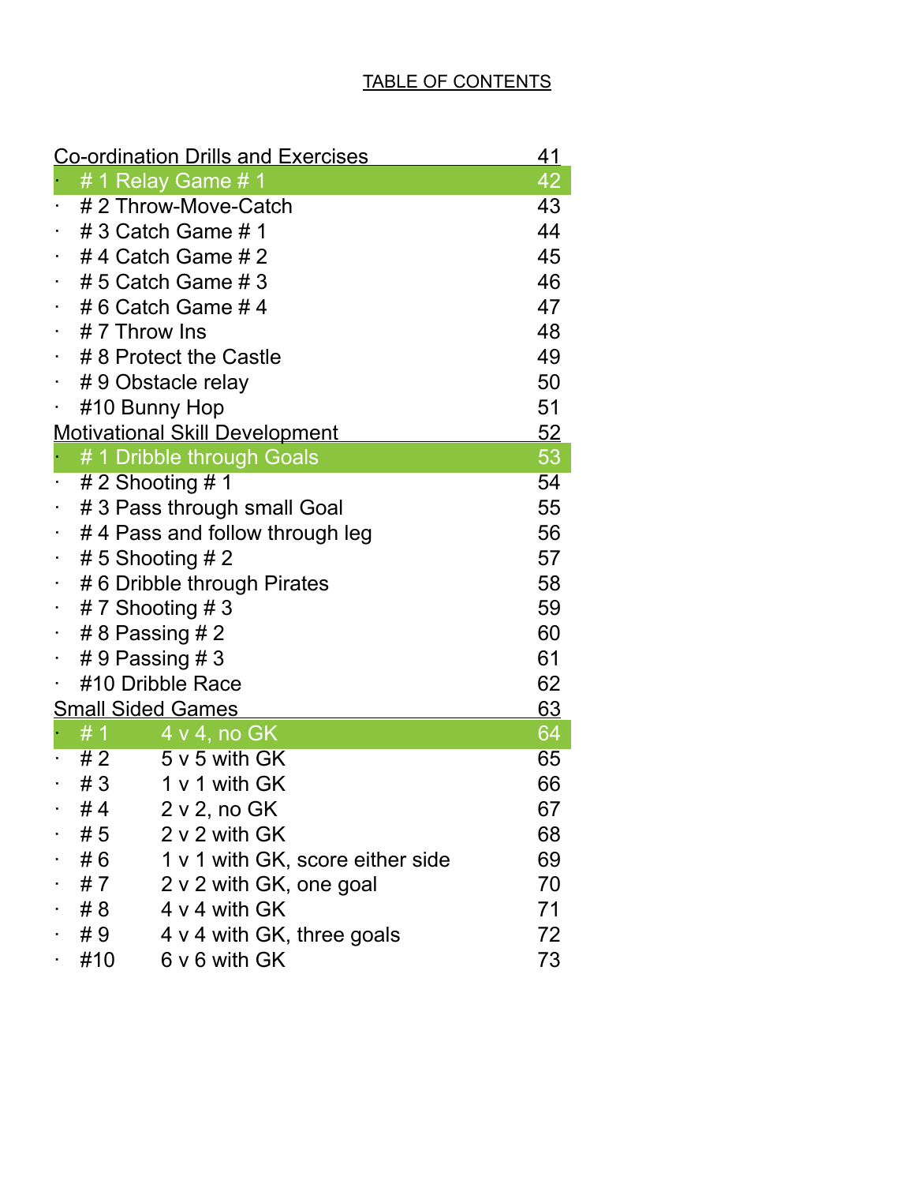# TABLE OF CONTENTS

| | |
|---|---|
| **Co-ordination Drills and Exercises** | **41** |
| · # 1 Relay Game # 1 | 42 |
| · # 2 Throw-Move-Catch | 43 |
| · # 3 Catch Game # 1 | 44 |
| · # 4 Catch Game # 2 | 45 |
| · # 5 Catch Game # 3 | 46 |
| · # 6 Catch Game # 4 | 47 |
| · # 7 Throw Ins | 48 |
| · # 8 Protect the Castle | 49 |
| · # 9 Obstacle relay | 50 |
| · #10 Bunny Hop | 51 |
| **Motivational Skill Development** | **52** |
| · # 1 Dribble through Goals | 53 |
| · # 2 Shooting # 1 | 54 |
| · # 3 Pass through small Goal | 55 |
| · # 4 Pass and follow through leg | 56 |
| · # 5 Shooting # 2 | 57 |
| · # 6 Dribble through Pirates | 58 |
| · # 7 Shooting # 3 | 59 |
| · # 8 Passing # 2 | 60 |
| · # 9 Passing # 3 | 61 |
| · #10 Dribble Race | 62 |
| **Small Sided Games** | **63** |
| · # 1 4 v 4, no GK | 64 |
| · # 2 5 v 5 with GK | 65 |
| · # 3 1 v 1 with GK | 66 |
| · # 4 2 v 2, no GK | 67 |
| · # 5 2 v 2 with GK | 68 |
| · # 6 1 v 1 with GK, score either side | 69 |
| · # 7 2 v 2 with GK, one goal | 70 |
| · # 8 4 v 4 with GK | 71 |
| · # 9 4 v 4 with GK, three goals | 72 |
| · #10 6 v 6 with GK | 73 |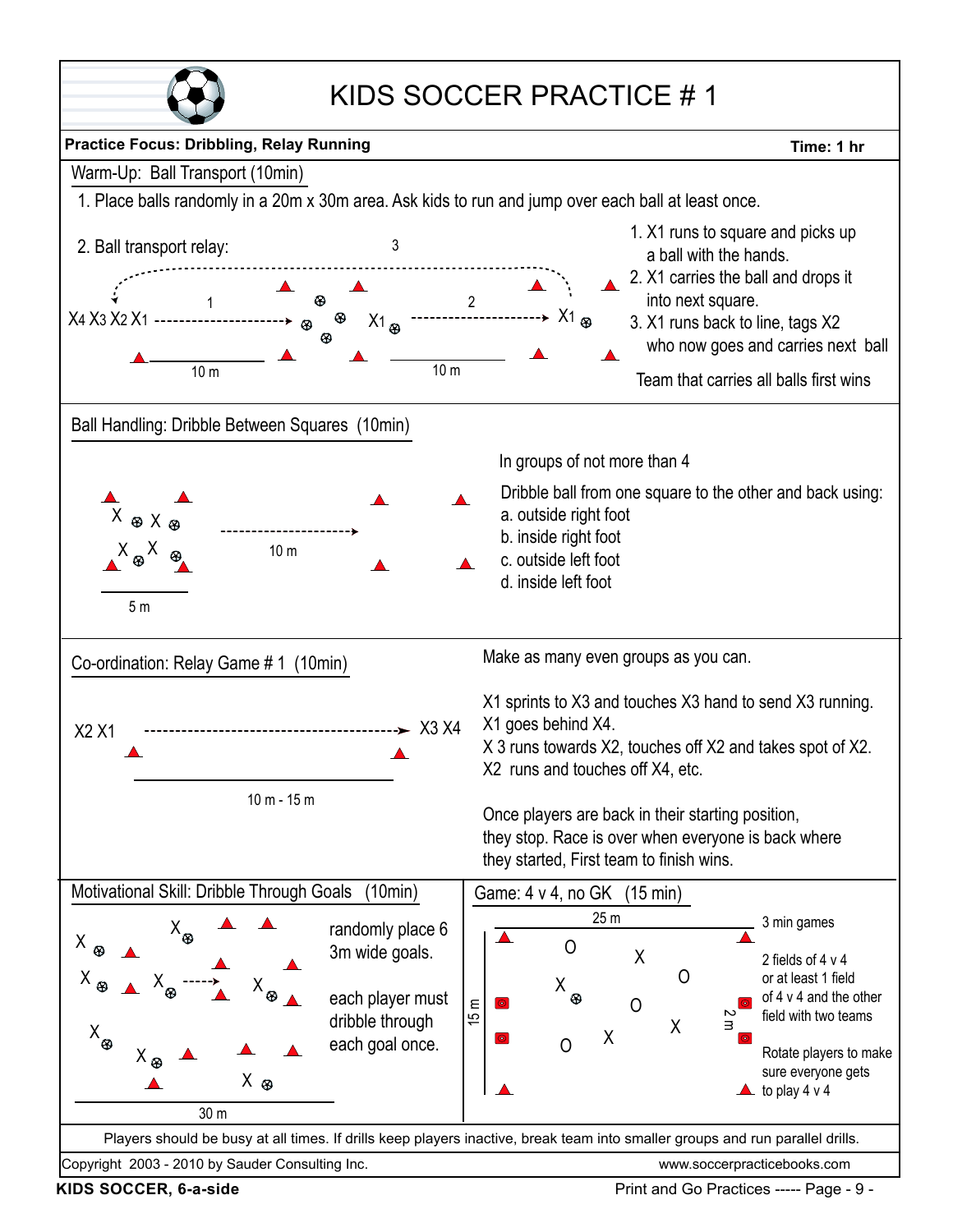# KIDS SOCCER PRACTICE # 1

**Practice Focus: Dribbling, Relay Running** **Time: 1 hr**

## Warm-Up: Ball Transport (10min)

1. Place balls randomly in a 20m x 30m area. Ask kids to run and jump over each ball at least once.

2. Ball transport relay:

X4 X3 X2 X1 — 1 — 10 m — X1 — 2 — 10 m — X1 — 3

1. X1 runs to square and picks up a ball with the hands.
2. X1 carries the ball and drops it into next square.
3. X1 runs back to line, tags X2 who now goes and carries next ball

Team that carries all balls first wins

## Ball Handling: Dribble Between Squares (10min)

5 m — 10 m

In groups of not more than 4

Dribble ball from one square to the other and back using:

a. outside right foot
b. inside right foot
c. outside left foot
d. inside left foot

## Co-ordination: Relay Game # 1 (10min)

X2 X1 — 10 m - 15 m — X3 X4

Make as many even groups as you can.

X1 sprints to X3 and touches X3 hand to send X3 running.
X1 goes behind X4.
X 3 runs towards X2, touches off X2 and takes spot of X2.
X2 runs and touches off X4, etc.

Once players are back in their starting position, they stop. Race is over when everyone is back where they started, First team to finish wins.

## Motivational Skill: Dribble Through Goals (10min)

30 m

randomly place 6 3m wide goals.

each player must dribble through each goal once.

## Game: 4 v 4, no GK (15 min)

25 m — 15 m — 2 m

3 min games

2 fields of 4 v 4 or at least 1 field of 4 v 4 and the other field with two teams

Rotate players to make sure everyone gets to play 4 v 4

Players should be busy at all times. If drills keep players inactive, break team into smaller groups and run parallel drills.

Copyright 2003 - 2010 by Sauder Consulting Inc. www.soccerpracticebooks.com

**KIDS SOCCER, 6-a-side** Print and Go Practices ----- Page - 9 -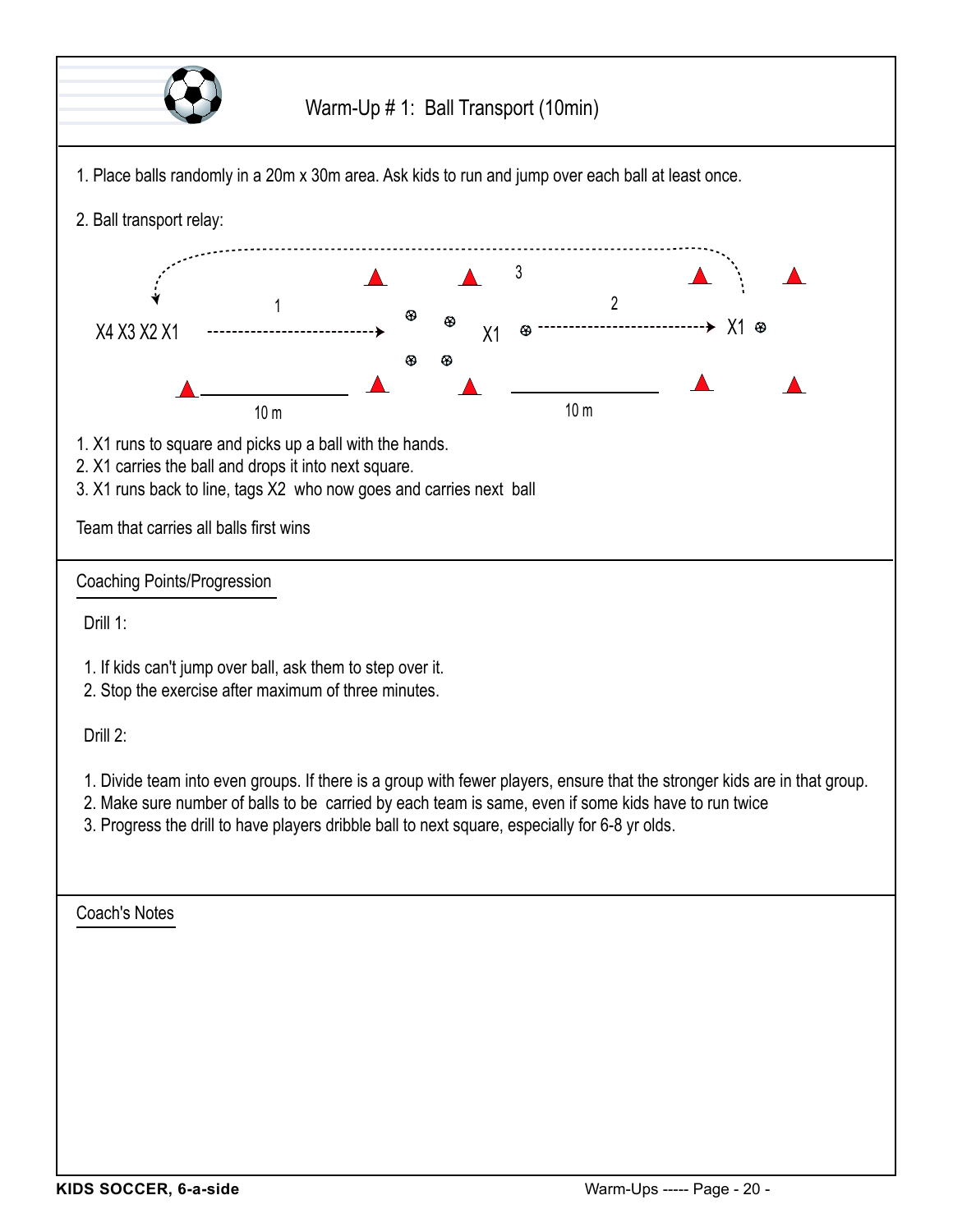# Warm-Up # 1: Ball Transport (10min)

1. Place balls randomly in a 20m x 30m area. Ask kids to run and jump over each ball at least once.

2. Ball transport relay:

1. X1 runs to square and picks up a ball with the hands.
2. X1 carries the ball and drops it into next square.
3. X1 runs back to line, tags X2 who now goes and carries next ball

Team that carries all balls first wins

## Coaching Points/Progression

Drill 1:

1. If kids can't jump over ball, ask them to step over it.
2. Stop the exercise after maximum of three minutes.

Drill 2:

1. Divide team into even groups. If there is a group with fewer players, ensure that the stronger kids are in that group.
2. Make sure number of balls to be carried by each team is same, even if some kids have to run twice
3. Progress the drill to have players dribble ball to next square, especially for 6-8 yr olds.

## Coach's Notes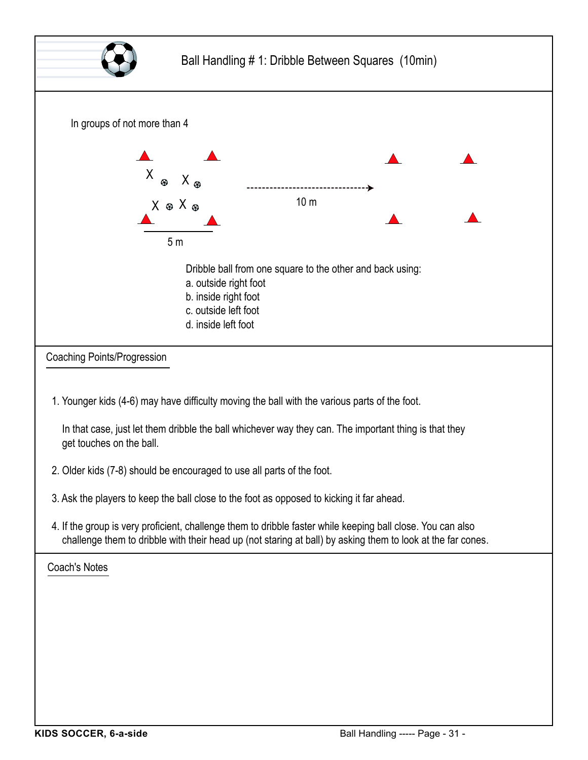# Ball Handling # 1: Dribble Between Squares (10min)

In groups of not more than 4

10 m

5 m

Dribble ball from one square to the other and back using:

a. outside right foot
b. inside right foot
c. outside left foot
d. inside left foot

## Coaching Points/Progression

1. Younger kids (4-6) may have difficulty moving the ball with the various parts of the foot.

   In that case, just let them dribble the ball whichever way they can. The important thing is that they get touches on the ball.

2. Older kids (7-8) should be encouraged to use all parts of the foot.

3. Ask the players to keep the ball close to the foot as opposed to kicking it far ahead.

4. If the group is very proficient, challenge them to dribble faster while keeping ball close. You can also challenge them to dribble with their head up (not staring at ball) by asking them to look at the far cones.

## Coach's Notes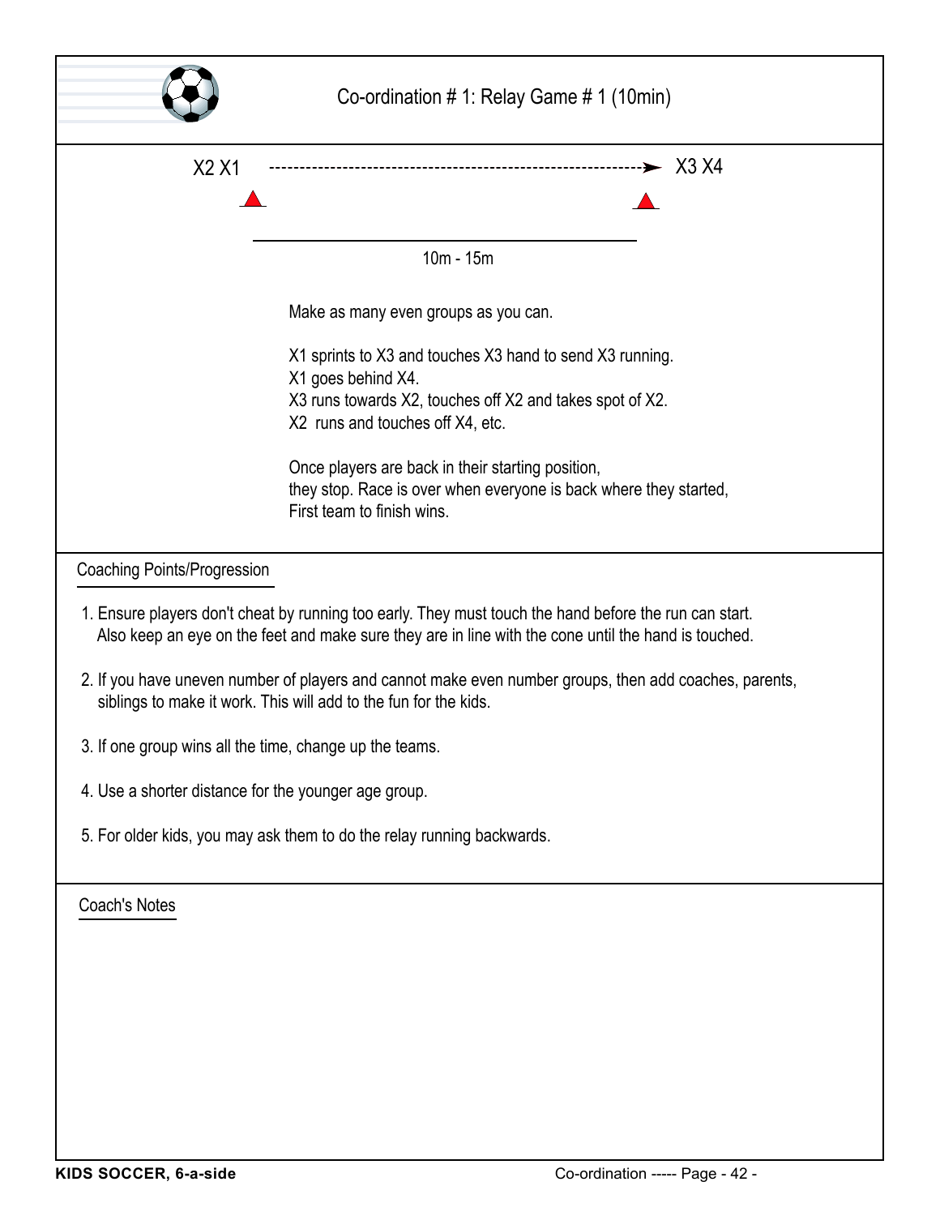# Co-ordination # 1: Relay Game # 1 (10min)

X2 X1 ------------------------------------------------> X3 X4

10m - 15m

Make as many even groups as you can.

X1 sprints to X3 and touches X3 hand to send X3 running.
X1 goes behind X4.
X3 runs towards X2, touches off X2 and takes spot of X2.
X2 runs and touches off X4, etc.

Once players are back in their starting position,
they stop. Race is over when everyone is back where they started,
First team to finish wins.

## Coaching Points/Progression

1. Ensure players don't cheat by running too early. They must touch the hand before the run can start. Also keep an eye on the feet and make sure they are in line with the cone until the hand is touched.
2. If you have uneven number of players and cannot make even number groups, then add coaches, parents, siblings to make it work. This will add to the fun for the kids.
3. If one group wins all the time, change up the teams.
4. Use a shorter distance for the younger age group.
5. For older kids, you may ask them to do the relay running backwards.

## Coach's Notes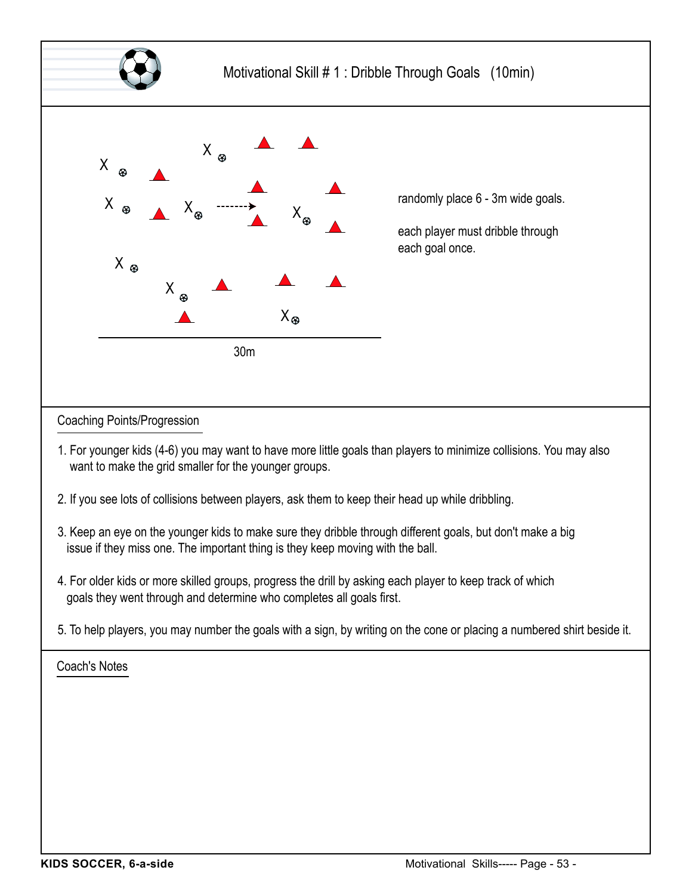# Motivational Skill # 1 : Dribble Through Goals (10min)

30m

randomly place 6 - 3m wide goals.

each player must dribble through each goal once.

## Coaching Points/Progression

1. For younger kids (4-6) you may want to have more little goals than players to minimize collisions. You may also want to make the grid smaller for the younger groups.

2. If you see lots of collisions between players, ask them to keep their head up while dribbling.

3. Keep an eye on the younger kids to make sure they dribble through different goals, but don't make a big issue if they miss one. The important thing is they keep moving with the ball.

4. For older kids or more skilled groups, progress the drill by asking each player to keep track of which goals they went through and determine who completes all goals first.

5. To help players, you may number the goals with a sign, by writing on the cone or placing a numbered shirt beside it.

## Coach's Notes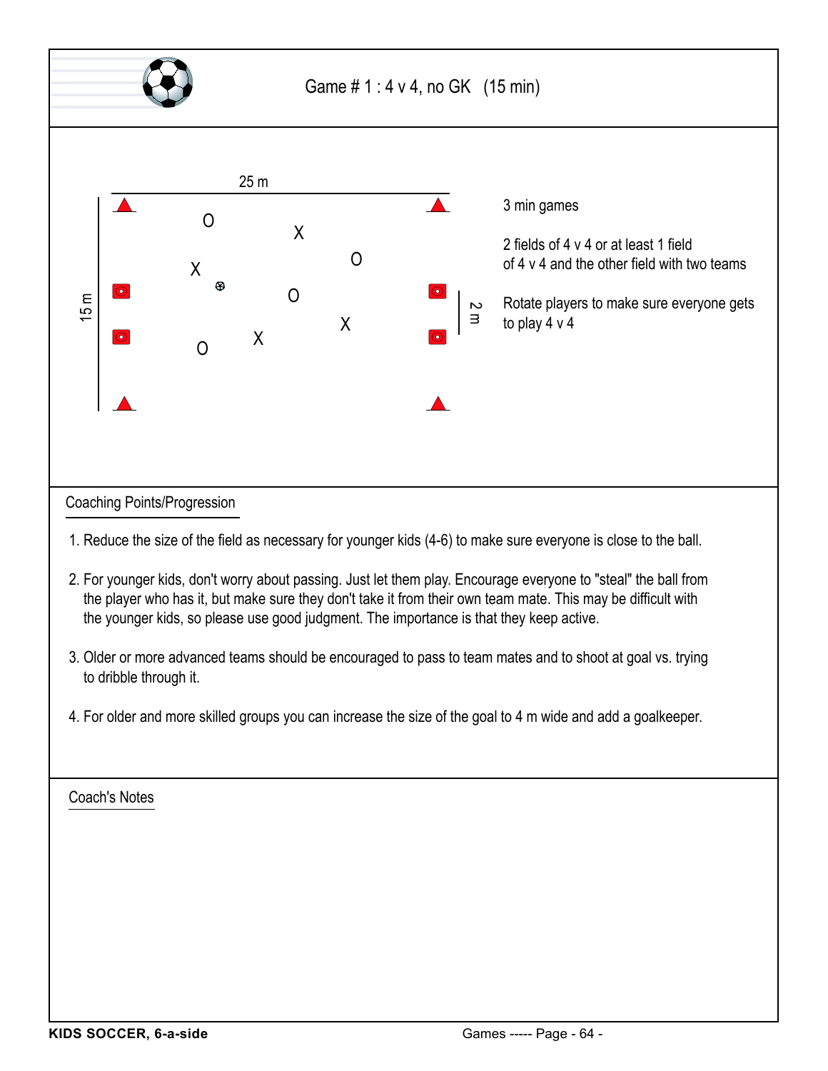# Game # 1 : 4 v 4, no GK (15 min)

25 m

15 m

2 m

3 min games

2 fields of 4 v 4 or at least 1 field of 4 v 4 and the other field with two teams

Rotate players to make sure everyone gets to play 4 v 4

## Coaching Points/Progression

1. Reduce the size of the field as necessary for younger kids (4-6) to make sure everyone is close to the ball.
2. For younger kids, don't worry about passing. Just let them play. Encourage everyone to "steal" the ball from the player who has it, but make sure they don't take it from their own team mate. This may be difficult with the younger kids, so please use good judgment. The importance is that they keep active.
3. Older or more advanced teams should be encouraged to pass to team mates and to shoot at goal vs. trying to dribble through it.
4. For older and more skilled groups you can increase the size of the goal to 4 m wide and add a goalkeeper.

## Coach's Notes